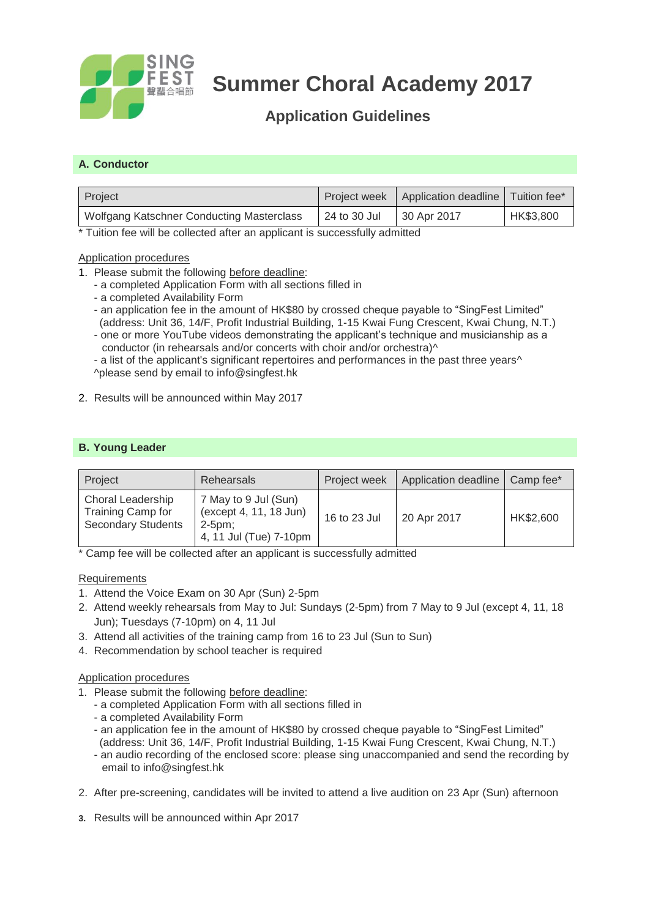SING FEST 聲蜚合唱節

# Summer Choral Academy 2017

## Application Guidelines

### A. Conductor

| Project | Project week | Application deadline | Tuition fee* |
| --- | --- | --- | --- |
| Wolfgang Katschner Conducting Masterclass | 24 to 30 Jul | 30 Apr 2017 | HK$3,800 |

* Tuition fee will be collected after an applicant is successfully admitted

Application procedures

1. Please submit the following before deadline:
   - a completed Application Form with all sections filled in
   - a completed Availability Form
   - an application fee in the amount of HK$80 by crossed cheque payable to "SingFest Limited" (address: Unit 36, 14/F, Profit Industrial Building, 1-15 Kwai Fung Crescent, Kwai Chung, N.T.)
   - one or more YouTube videos demonstrating the applicant's technique and musicianship as a conductor (in rehearsals and/or concerts with choir and/or orchestra)^
   - a list of the applicant's significant repertoires and performances in the past three years^

   ^please send by email to info@singfest.hk

2. Results will be announced within May 2017

### B. Young Leader

| Project | Rehearsals | Project week | Application deadline | Camp fee* |
| --- | --- | --- | --- | --- |
| Choral Leadership Training Camp for Secondary Students | 7 May to 9 Jul (Sun) (except 4, 11, 18 Jun) 2-5pm; 4, 11 Jul (Tue) 7-10pm | 16 to 23 Jul | 20 Apr 2017 | HK$2,600 |

* Camp fee will be collected after an applicant is successfully admitted

Requirements

1. Attend the Voice Exam on 30 Apr (Sun) 2-5pm
2. Attend weekly rehearsals from May to Jul: Sundays (2-5pm) from 7 May to 9 Jul (except 4, 11, 18 Jun); Tuesdays (7-10pm) on 4, 11 Jul
3. Attend all activities of the training camp from 16 to 23 Jul (Sun to Sun)
4. Recommendation by school teacher is required

Application procedures

1. Please submit the following before deadline:
   - a completed Application Form with all sections filled in
   - a completed Availability Form
   - an application fee in the amount of HK$80 by crossed cheque payable to "SingFest Limited" (address: Unit 36, 14/F, Profit Industrial Building, 1-15 Kwai Fung Crescent, Kwai Chung, N.T.)
   - an audio recording of the enclosed score: please sing unaccompanied and send the recording by email to info@singfest.hk

2. After pre-screening, candidates will be invited to attend a live audition on 23 Apr (Sun) afternoon

3. Results will be announced within Apr 2017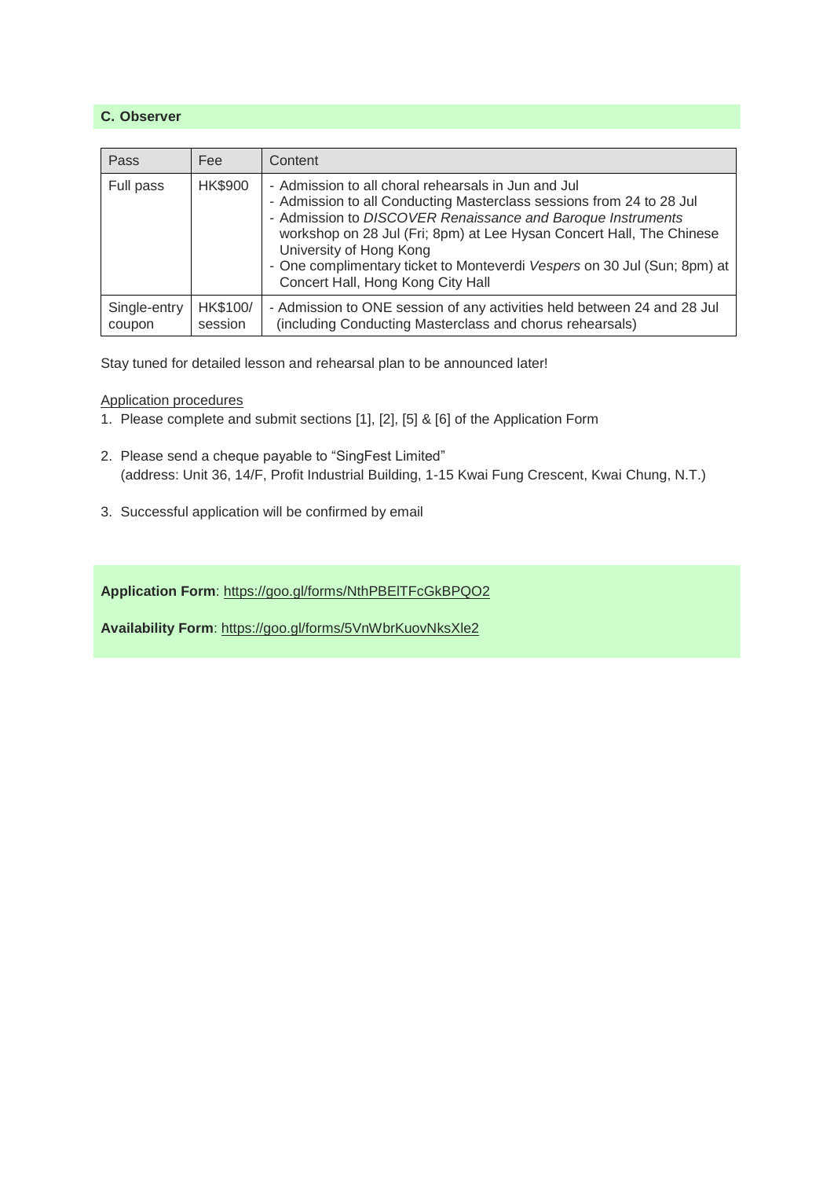## C. Observer

| Pass | Fee | Content |
|---|---|---|
| Full pass | HK$900 | - Admission to all choral rehearsals in Jun and Jul<br>- Admission to all Conducting Masterclass sessions from 24 to 28 Jul<br>- Admission to *DISCOVER Renaissance and Baroque Instruments* workshop on 28 Jul (Fri; 8pm) at Lee Hysan Concert Hall, The Chinese University of Hong Kong<br>- One complimentary ticket to Monteverdi *Vespers* on 30 Jul (Sun; 8pm) at Concert Hall, Hong Kong City Hall |
| Single-entry coupon | HK$100/ session | - Admission to ONE session of any activities held between 24 and 28 Jul (including Conducting Masterclass and chorus rehearsals) |

Stay tuned for detailed lesson and rehearsal plan to be announced later!

Application procedures

1. Please complete and submit sections [1], [2], [5] & [6] of the Application Form
2. Please send a cheque payable to "SingFest Limited"
   (address: Unit 36, 14/F, Profit Industrial Building, 1-15 Kwai Fung Crescent, Kwai Chung, N.T.)
3. Successful application will be confirmed by email

**Application Form**: https://goo.gl/forms/NthPBElTFcGkBPQO2

**Availability Form**: https://goo.gl/forms/5VnWbrKuovNksXle2